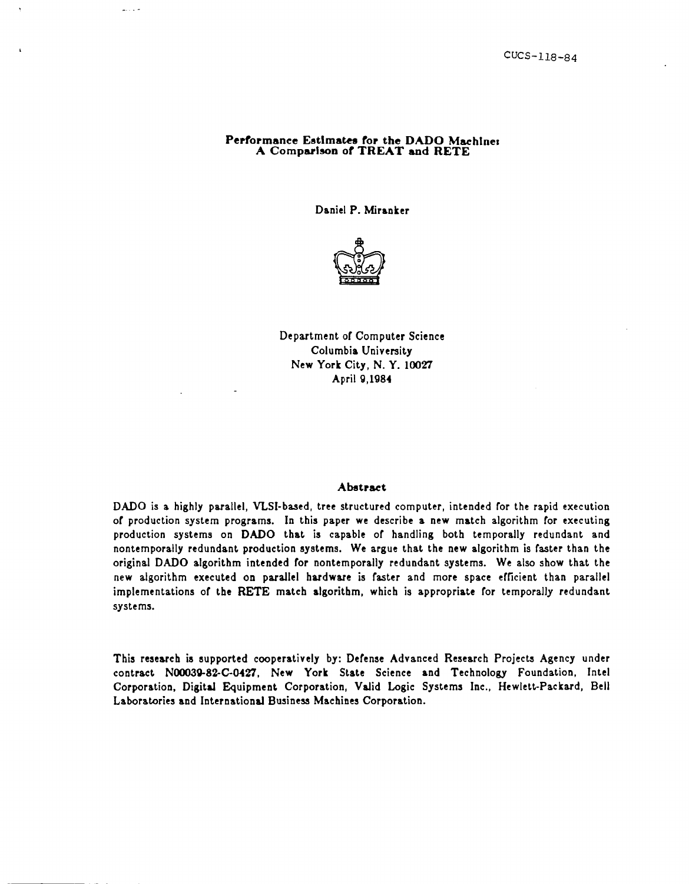CUCS-118-84

# Performance Estimates for the DADO Machine: A Comparison of TREAT and RETE

Daniel P. Miranker

Department of Computer Science
Columbia University
New York City, N. Y. 10027
April 9,1984

## Abstract

DADO is a highly parallel, VLSI-based, tree structured computer, intended for the rapid execution of production system programs. In this paper we describe a new match algorithm for executing production systems on DADO that is capable of handling both temporally redundant and nontemporally redundant production systems. We argue that the new algorithm is faster than the original DADO algorithm intended for nontemporally redundant systems. We also show that the new algorithm executed on parallel hardware is faster and more space efficient than parallel implementations of the RETE match algorithm, which is appropriate for temporally redundant systems.

This research is supported cooperatively by: Defense Advanced Research Projects Agency under contract N00039-82-C-0427, New York State Science and Technology Foundation, Intel Corporation, Digital Equipment Corporation, Valid Logic Systems Inc., Hewlett-Packard, Bell Laboratories and International Business Machines Corporation.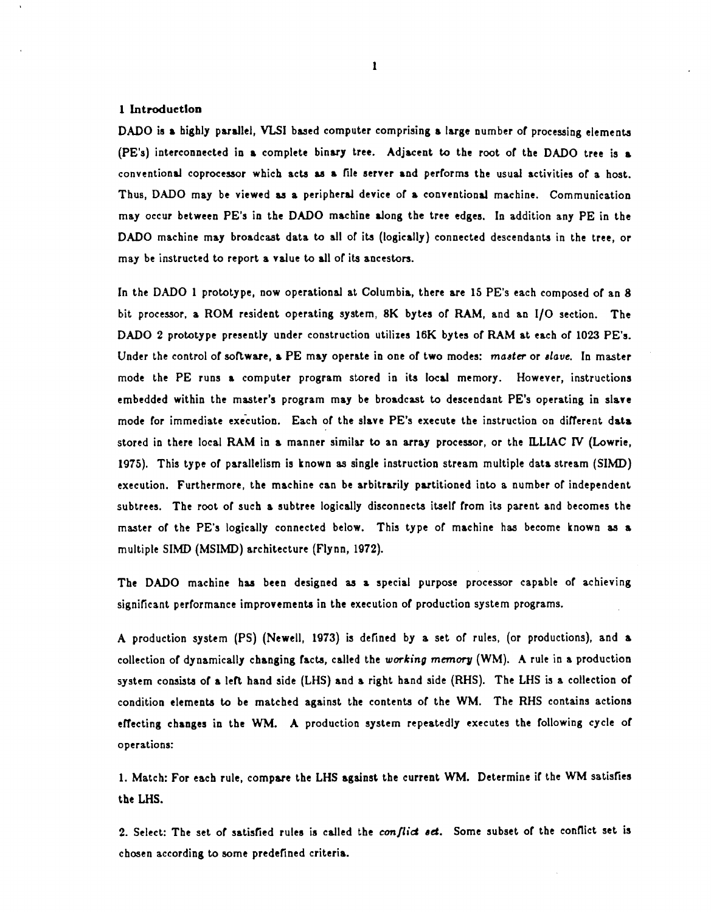## 1 Introduction

DADO is a highly parallel, VLSI based computer comprising a large number of processing elements (PE's) interconnected in a complete binary tree. Adjacent to the root of the DADO tree is a conventional coprocessor which acts as a file server and performs the usual activities of a host. Thus, DADO may be viewed as a peripheral device of a conventional machine. Communication may occur between PE's in the DADO machine along the tree edges. In addition any PE in the DADO machine may broadcast data to all of its (logically) connected descendants in the tree, or may be instructed to report a value to all of its ancestors.

In the DADO 1 prototype, now operational at Columbia, there are 15 PE's each composed of an 8 bit processor, a ROM resident operating system, 8K bytes of RAM, and an I/O section. The DADO 2 prototype presently under construction utilizes 16K bytes of RAM at each of 1023 PE's. Under the control of software, a PE may operate in one of two modes: *master* or *slave*. In master mode the PE runs a computer program stored in its local memory. However, instructions embedded within the master's program may be broadcast to descendant PE's operating in slave mode for immediate execution. Each of the slave PE's execute the instruction on different data stored in there local RAM in a manner similar to an array processor, or the ILLIAC IV (Lowrie, 1975). This type of parallelism is known as single instruction stream multiple data stream (SIMD) execution. Furthermore, the machine can be arbitrarily partitioned into a number of independent subtrees. The root of such a subtree logically disconnects itself from its parent and becomes the master of the PE's logically connected below. This type of machine has become known as a multiple SIMD (MSIMD) architecture (Flynn, 1972).

The DADO machine has been designed as a special purpose processor capable of achieving significant performance improvements in the execution of production system programs.

A production system (PS) (Newell, 1973) is defined by a set of rules, (or productions), and a collection of dynamically changing facts, called the *working memory* (WM). A rule in a production system consists of a left hand side (LHS) and a right hand side (RHS). The LHS is a collection of condition elements to be matched against the contents of the WM. The RHS contains actions effecting changes in the WM. A production system repeatedly executes the following cycle of operations:

1. Match: For each rule, compare the LHS against the current WM. Determine if the WM satisfies the LHS.

2. Select: The set of satisfied rules is called the *conflict set*. Some subset of the conflict set is chosen according to some predefined criteria.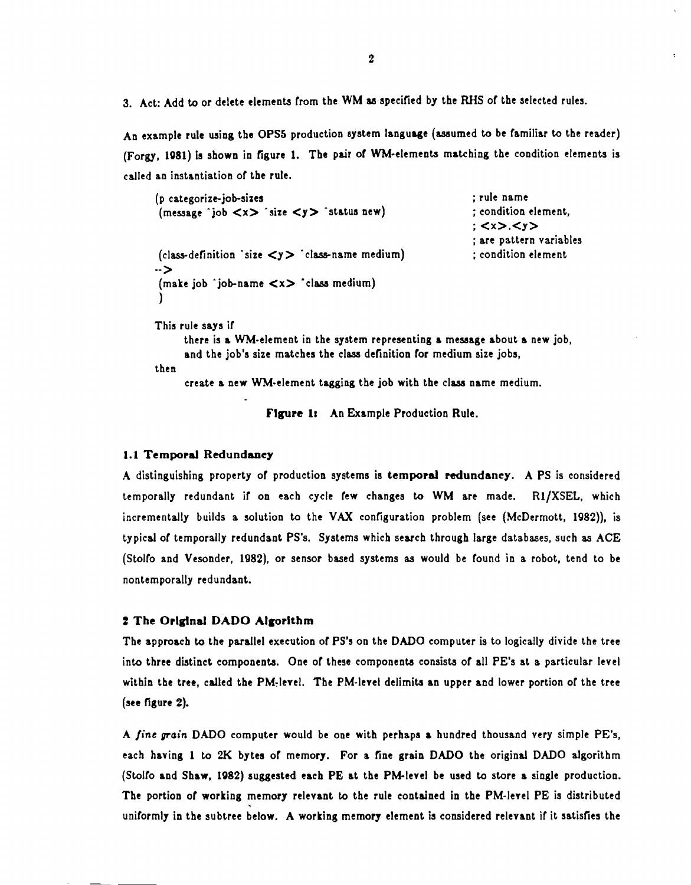3. Act: Add to or delete elements from the WM as specified by the RHS of the selected rules.

An example rule using the OPS5 production system language (assumed to be familiar to the reader) (Forgy, 1981) is shown in figure 1. The pair of WM-elements matching the condition elements is called an instantiation of the rule.

```
(p categorize-job-sizes                                     ; rule name
 (message ^job <x> ^size <y> ^status new)                   ; condition element,
                                                            ; <x>,<y>
                                                            ; are pattern variables
 (class-definition ^size <y> ^class-name medium)            ; condition element
-->
 (make job ^job-name <x> ^class medium)
 )
```

This rule says if
there is a WM-element in the system representing a message about a new job,
and the job's size matches the class definition for medium size jobs,
then
create a new WM-element tagging the job with the class name medium.

**Figure 1:** An Example Production Rule.

### 1.1 Temporal Redundancy

A distinguishing property of production systems is **temporal redundancy**. A PS is considered temporally redundant if on each cycle few changes to WM are made. R1/XSEL, which incrementally builds a solution to the VAX configuration problem (see (McDermott, 1982)), is typical of temporally redundant PS's. Systems which search through large databases, such as ACE (Stolfo and Vesonder, 1982), or sensor based systems as would be found in a robot, tend to be nontemporally redundant.

## 2 The Original DADO Algorithm

The approach to the parallel execution of PS's on the DADO computer is to logically divide the tree into three distinct components. One of these components consists of all PE's at a particular level within the tree, called the PM-level. The PM-level delimits an upper and lower portion of the tree (see figure 2).

A *fine grain* DADO computer would be one with perhaps a hundred thousand very simple PE's, each having 1 to 2K bytes of memory. For a fine grain DADO the original DADO algorithm (Stolfo and Shaw, 1982) suggested each PE at the PM-level be used to store a single production. The portion of working memory relevant to the rule contained in the PM-level PE is distributed uniformly in the subtree below. A working memory element is considered relevant if it satisfies the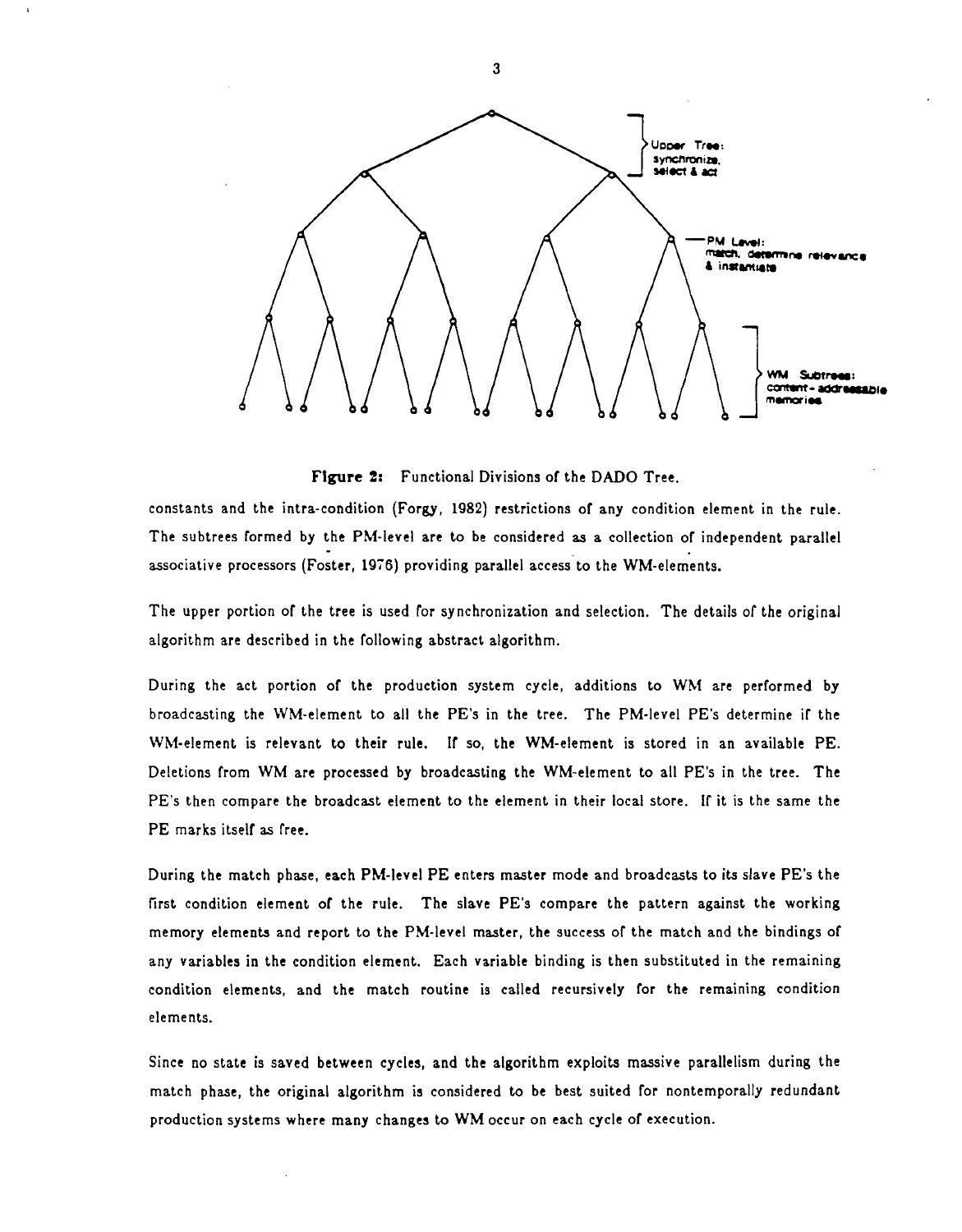Upper Tree: synchronize, select & act

PM Level: match, determine relevance & instantiate

WM Subtrees: content-addressable memories

**Figure 2:** Functional Divisions of the DADO Tree.

constants and the intra-condition (Forgy, 1982) restrictions of any condition element in the rule. The subtrees formed by the PM-level are to be considered as a collection of independent parallel associative processors (Foster, 1976) providing parallel access to the WM-elements.

The upper portion of the tree is used for synchronization and selection. The details of the original algorithm are described in the following abstract algorithm.

During the act portion of the production system cycle, additions to WM are performed by broadcasting the WM-element to all the PE's in the tree. The PM-level PE's determine if the WM-element is relevant to their rule. If so, the WM-element is stored in an available PE. Deletions from WM are processed by broadcasting the WM-element to all PE's in the tree. The PE's then compare the broadcast element to the element in their local store. If it is the same the PE marks itself as free.

During the match phase, each PM-level PE enters master mode and broadcasts to its slave PE's the first condition element of the rule. The slave PE's compare the pattern against the working memory elements and report to the PM-level master, the success of the match and the bindings of any variables in the condition element. Each variable binding is then substituted in the remaining condition elements, and the match routine is called recursively for the remaining condition elements.

Since no state is saved between cycles, and the algorithm exploits massive parallelism during the match phase, the original algorithm is considered to be best suited for nontemporally redundant production systems where many changes to WM occur on each cycle of execution.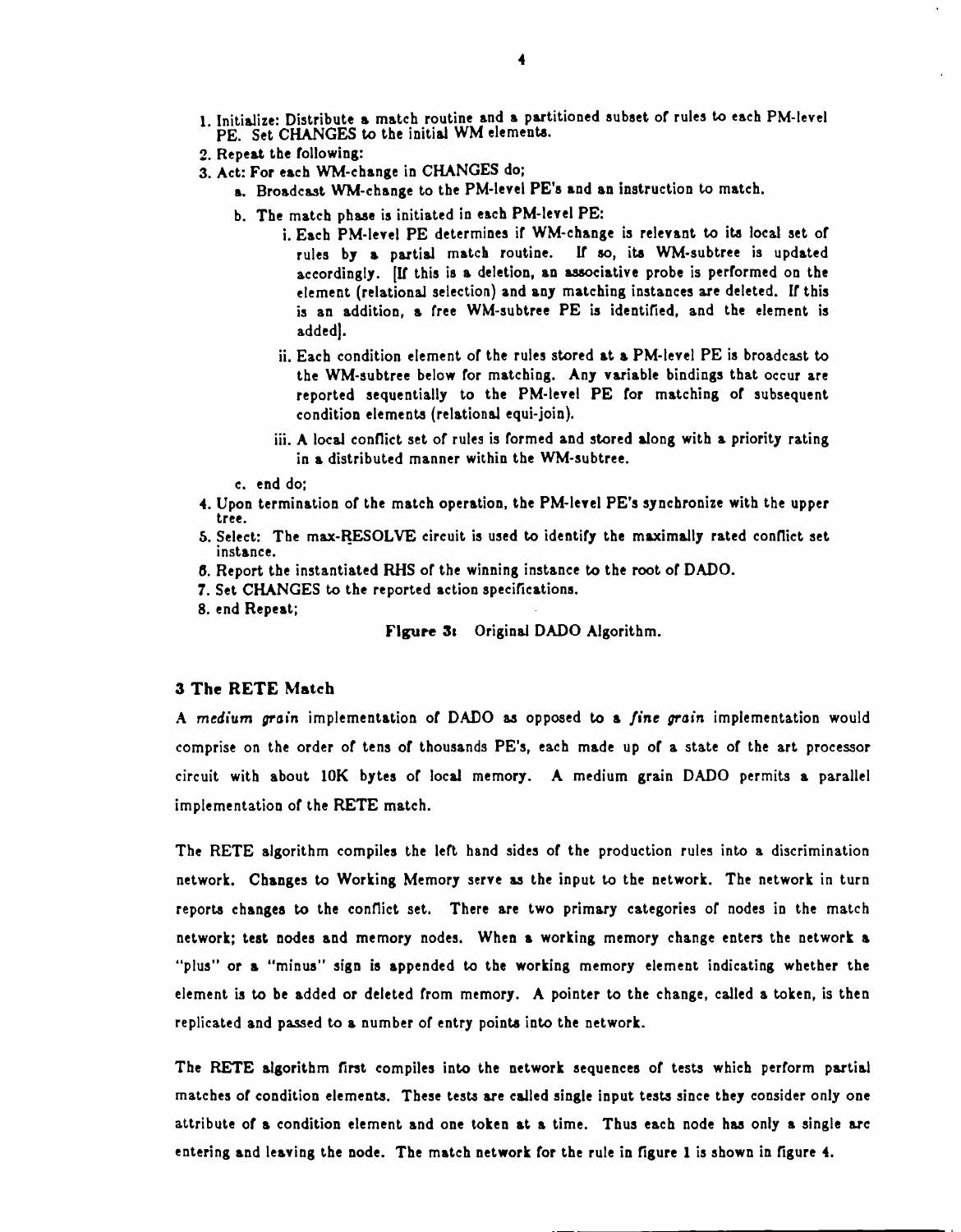1. Initialize: Distribute a match routine and a partitioned subset of rules to each PM-level PE. Set CHANGES to the initial WM elements.
2. Repeat the following:
3. Act: For each WM-change in CHANGES do;
   a. Broadcast WM-change to the PM-level PE's and an instruction to match.
   b. The match phase is initiated in each PM-level PE:
      i. Each PM-level PE determines if WM-change is relevant to its local set of rules by a partial match routine. If so, its WM-subtree is updated accordingly. [If this is a deletion, an associative probe is performed on the element (relational selection) and any matching instances are deleted. If this is an addition, a free WM-subtree PE is identified, and the element is added].
      ii. Each condition element of the rules stored at a PM-level PE is broadcast to the WM-subtree below for matching. Any variable bindings that occur are reported sequentially to the PM-level PE for matching of subsequent condition elements (relational equi-join).
      iii. A local conflict set of rules is formed and stored along with a priority rating in a distributed manner within the WM-subtree.
   c. end do;
4. Upon termination of the match operation, the PM-level PE's synchronize with the upper tree.
5. Select: The max-RESOLVE circuit is used to identify the maximally rated conflict set instance.
6. Report the instantiated RHS of the winning instance to the root of DADO.
7. Set CHANGES to the reported action specifications.
8. end Repeat;

**Figure 3:** Original DADO Algorithm.

### 3 The RETE Match

A *medium grain* implementation of DADO as opposed to a *fine grain* implementation would comprise on the order of tens of thousands PE's, each made up of a state of the art processor circuit with about 10K bytes of local memory. A medium grain DADO permits a parallel implementation of the RETE match.

The RETE algorithm compiles the left hand sides of the production rules into a discrimination network. Changes to Working Memory serve as the input to the network. The network in turn reports changes to the conflict set. There are two primary categories of nodes in the match network; test nodes and memory nodes. When a working memory change enters the network a "plus" or a "minus" sign is appended to the working memory element indicating whether the element is to be added or deleted from memory. A pointer to the change, called a token, is then replicated and passed to a number of entry points into the network.

The RETE algorithm first compiles into the network sequences of tests which perform partial matches of condition elements. These tests are called single input tests since they consider only one attribute of a condition element and one token at a time. Thus each node has only a single arc entering and leaving the node. The match network for the rule in figure 1 is shown in figure 4.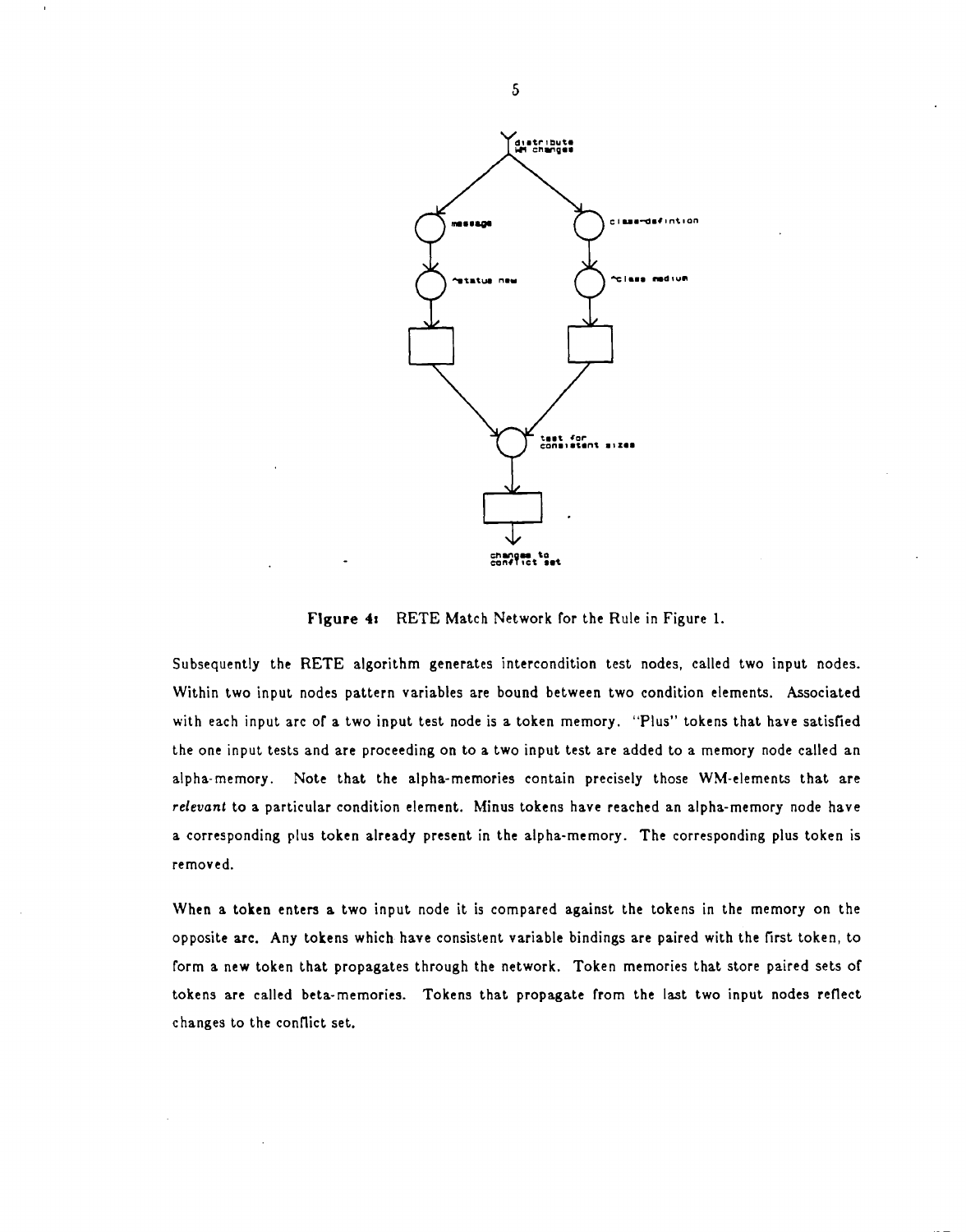Figure 4: RETE Match Network for the Rule in Figure 1.

Subsequently the RETE algorithm generates intercondition test nodes, called two input nodes. Within two input nodes pattern variables are bound between two condition elements. Associated with each input arc of a two input test node is a token memory. "Plus" tokens that have satisfied the one input tests and are proceeding on to a two input test are added to a memory node called an alpha-memory. Note that the alpha-memories contain precisely those WM-elements that are *relevant* to a particular condition element. Minus tokens have reached an alpha-memory node have a corresponding plus token already present in the alpha-memory. The corresponding plus token is removed.

When a token enters a two input node it is compared against the tokens in the memory on the opposite arc. Any tokens which have consistent variable bindings are paired with the first token, to form a new token that propagates through the network. Token memories that store paired sets of tokens are called beta-memories. Tokens that propagate from the last two input nodes reflect changes to the conflict set.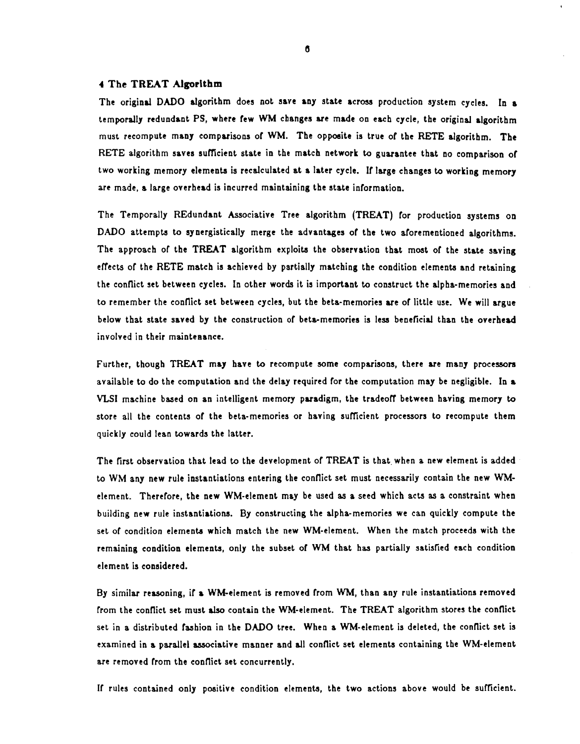## 4 The TREAT Algorithm

The original DADO algorithm does not save any state across production system cycles. In a temporally redundant PS, where few WM changes are made on each cycle, the original algorithm must recompute many comparisons of WM. The opposite is true of the RETE algorithm. The RETE algorithm saves sufficient state in the match network to guarantee that no comparison of two working memory elements is recalculated at a later cycle. If large changes to working memory are made, a large overhead is incurred maintaining the state information.

The Temporally REdundant Associative Tree algorithm (TREAT) for production systems on DADO attempts to synergistically merge the advantages of the two aforementioned algorithms. The approach of the TREAT algorithm exploits the observation that most of the state saving effects of the RETE match is achieved by partially matching the condition elements and retaining the conflict set between cycles. In other words it is important to construct the alpha-memories and to remember the conflict set between cycles, but the beta-memories are of little use. We will argue below that state saved by the construction of beta-memories is less beneficial than the overhead involved in their maintenance.

Further, though TREAT may have to recompute some comparisons, there are many processors available to do the computation and the delay required for the computation may be negligible. In a VLSI machine based on an intelligent memory paradigm, the tradeoff between having memory to store all the contents of the beta-memories or having sufficient processors to recompute them quickly could lean towards the latter.

The first observation that lead to the development of TREAT is that when a new element is added to WM any new rule instantiations entering the conflict set must necessarily contain the new WM-element. Therefore, the new WM-element may be used as a seed which acts as a constraint when building new rule instantiations. By constructing the alpha-memories we can quickly compute the set of condition elements which match the new WM-element. When the match proceeds with the remaining condition elements, only the subset of WM that has partially satisfied each condition element is considered.

By similar reasoning, if a WM-element is removed from WM, than any rule instantiations removed from the conflict set must also contain the WM-element. The TREAT algorithm stores the conflict set in a distributed fashion in the DADO tree. When a WM-element is deleted, the conflict set is examined in a parallel associative manner and all conflict set elements containing the WM-element are removed from the conflict set concurrently.

If rules contained only positive condition elements, the two actions above would be sufficient.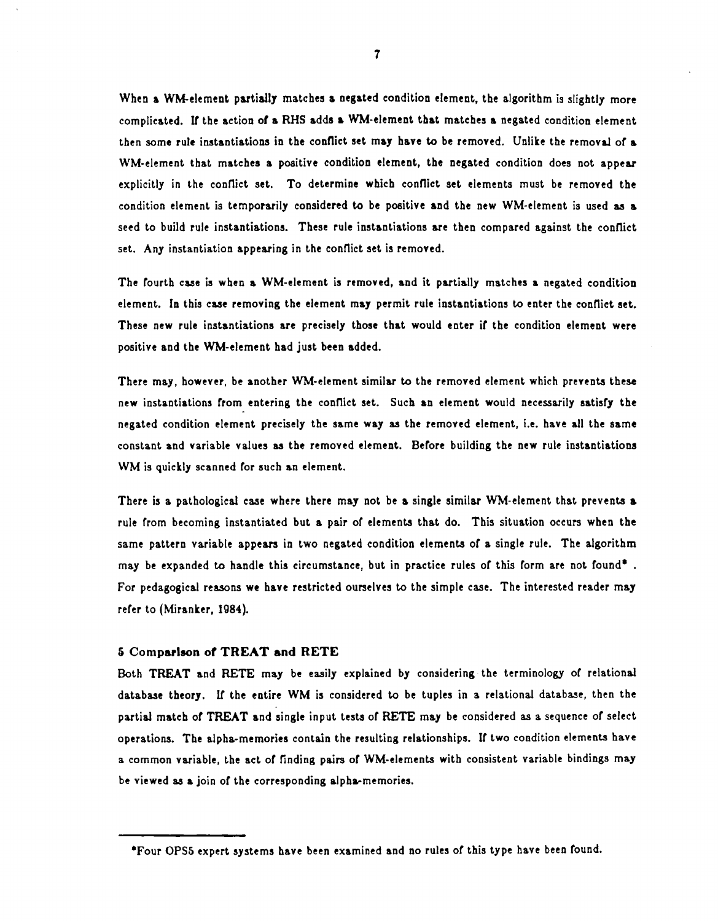When a WM-element partially matches a negated condition element, the algorithm is slightly more complicated. If the action of a RHS adds a WM-element that matches a negated condition element then some rule instantiations in the conflict set may have to be removed. Unlike the removal of a WM-element that matches a positive condition element, the negated condition does not appear explicitly in the conflict set. To determine which conflict set elements must be removed the condition element is temporarily considered to be positive and the new WM-element is used as a seed to build rule instantiations. These rule instantiations are then compared against the conflict set. Any instantiation appearing in the conflict set is removed.

The fourth case is when a WM-element is removed, and it partially matches a negated condition element. In this case removing the element may permit rule instantiations to enter the conflict set. These new rule instantiations are precisely those that would enter if the condition element were positive and the WM-element had just been added.

There may, however, be another WM-element similar to the removed element which prevents these new instantiations from entering the conflict set. Such an element would necessarily satisfy the negated condition element precisely the same way as the removed element, i.e. have all the same constant and variable values as the removed element. Before building the new rule instantiations WM is quickly scanned for such an element.

There is a pathological case where there may not be a single similar WM-element that prevents a rule from becoming instantiated but a pair of elements that do. This situation occurs when the same pattern variable appears in two negated condition elements of a single rule. The algorithm may be expanded to handle this circumstance, but in practice rules of this form are not found* . For pedagogical reasons we have restricted ourselves to the simple case. The interested reader may refer to (Miranker, 1984).

## 5 Comparison of TREAT and RETE

Both TREAT and RETE may be easily explained by considering the terminology of relational database theory. If the entire WM is considered to be tuples in a relational database, then the partial match of TREAT and single input tests of RETE may be considered as a sequence of select operations. The alpha-memories contain the resulting relationships. If two condition elements have a common variable, the act of finding pairs of WM-elements with consistent variable bindings may be viewed as a join of the corresponding alpha-memories.

---

*Four OPS5 expert systems have been examined and no rules of this type have been found.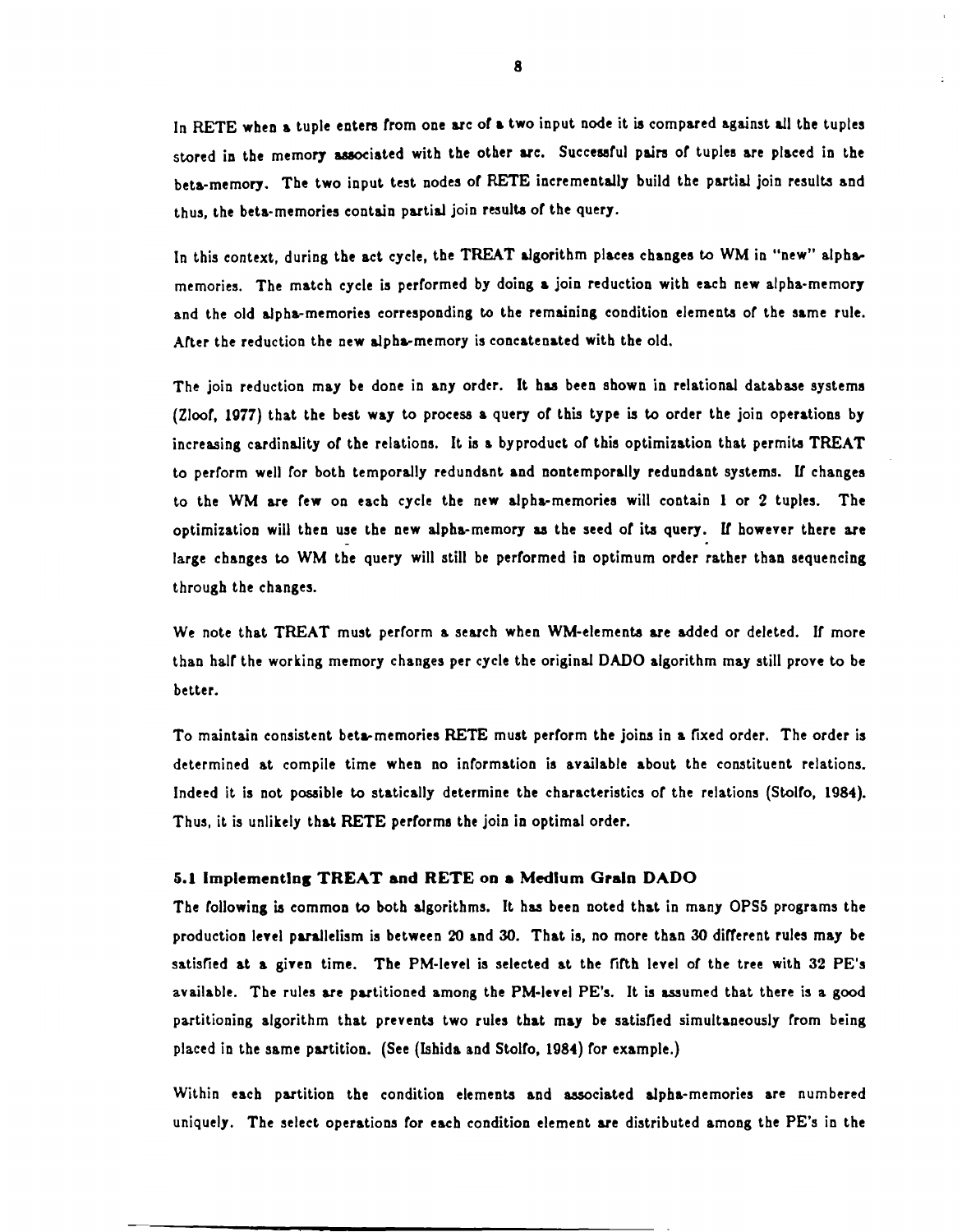In RETE when a tuple enters from one arc of a two input node it is compared against all the tuples stored in the memory associated with the other arc. Successful pairs of tuples are placed in the beta-memory. The two input test nodes of RETE incrementally build the partial join results and thus, the beta-memories contain partial join results of the query.

In this context, during the act cycle, the TREAT algorithm places changes to WM in "new" alpha-memories. The match cycle is performed by doing a join reduction with each new alpha-memory and the old alpha-memories corresponding to the remaining condition elements of the same rule. After the reduction the new alpha-memory is concatenated with the old.

The join reduction may be done in any order. It has been shown in relational database systems (Zloof, 1977) that the best way to process a query of this type is to order the join operations by increasing cardinality of the relations. It is a byproduct of this optimization that permits TREAT to perform well for both temporally redundant and nontemporally redundant systems. If changes to the WM are few on each cycle the new alpha-memories will contain 1 or 2 tuples. The optimization will then use the new alpha-memory as the seed of its query. If however there are large changes to WM the query will still be performed in optimum order rather than sequencing through the changes.

We note that TREAT must perform a search when WM-elements are added or deleted. If more than half the working memory changes per cycle the original DADO algorithm may still prove to be better.

To maintain consistent beta-memories RETE must perform the joins in a fixed order. The order is determined at compile time when no information is available about the constituent relations. Indeed it is not possible to statically determine the characteristics of the relations (Stolfo, 1984). Thus, it is unlikely that RETE performs the join in optimal order.

### 5.1 Implementing TREAT and RETE on a Medium Grain DADO

The following is common to both algorithms. It has been noted that in many OPS5 programs the production level parallelism is between 20 and 30. That is, no more than 30 different rules may be satisfied at a given time. The PM-level is selected at the fifth level of the tree with 32 PE's available. The rules are partitioned among the PM-level PE's. It is assumed that there is a good partitioning algorithm that prevents two rules that may be satisfied simultaneously from being placed in the same partition. (See (Ishida and Stolfo, 1984) for example.)

Within each partition the condition elements and associated alpha-memories are numbered uniquely. The select operations for each condition element are distributed among the PE's in the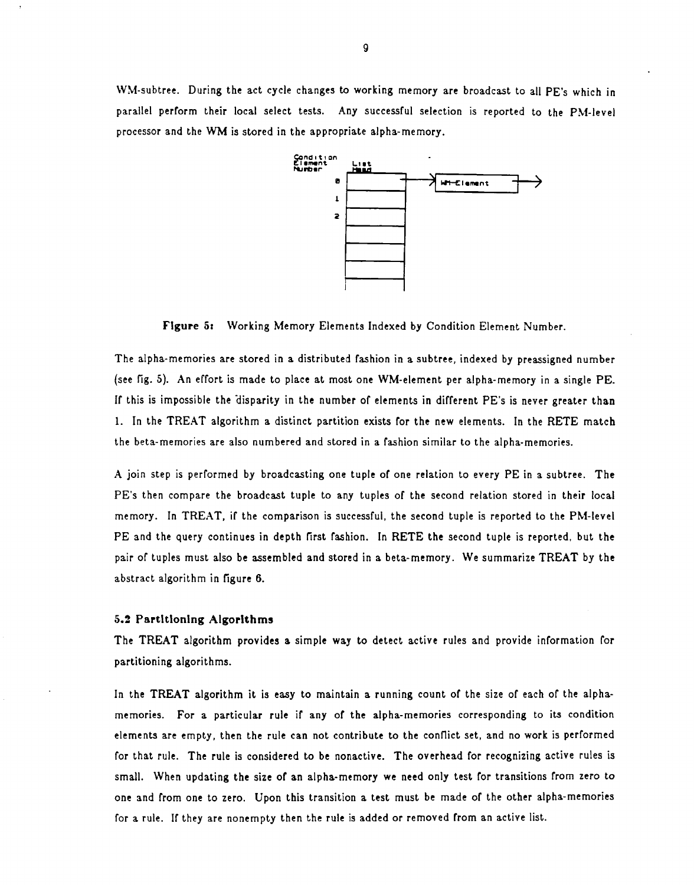WM-subtree. During the act cycle changes to working memory are broadcast to all PE's which in parallel perform their local select tests. Any successful selection is reported to the PM-level processor and the WM is stored in the appropriate alpha-memory.

**Figure 5:** Working Memory Elements Indexed by Condition Element Number.

The alpha-memories are stored in a distributed fashion in a subtree, indexed by preassigned number (see fig. 5). An effort is made to place at most one WM-element per alpha-memory in a single PE. If this is impossible the disparity in the number of elements in different PE's is never greater than 1. In the TREAT algorithm a distinct partition exists for the new elements. In the RETE match the beta-memories are also numbered and stored in a fashion similar to the alpha-memories.

A join step is performed by broadcasting one tuple of one relation to every PE in a subtree. The PE's then compare the broadcast tuple to any tuples of the second relation stored in their local memory. In TREAT, if the comparison is successful, the second tuple is reported to the PM-level PE and the query continues in depth first fashion. In RETE the second tuple is reported, but the pair of tuples must also be assembled and stored in a beta-memory. We summarize TREAT by the abstract algorithm in figure 6.

### 5.2 Partitioning Algorithms

The TREAT algorithm provides a simple way to detect active rules and provide information for partitioning algorithms.

In the TREAT algorithm it is easy to maintain a running count of the size of each of the alpha-memories. For a particular rule if any of the alpha-memories corresponding to its condition elements are empty, then the rule can not contribute to the conflict set, and no work is performed for that rule. The rule is considered to be nonactive. The overhead for recognizing active rules is small. When updating the size of an alpha-memory we need only test for transitions from zero to one and from one to zero. Upon this transition a test must be made of the other alpha-memories for a rule. If they are nonempty then the rule is added or removed from an active list.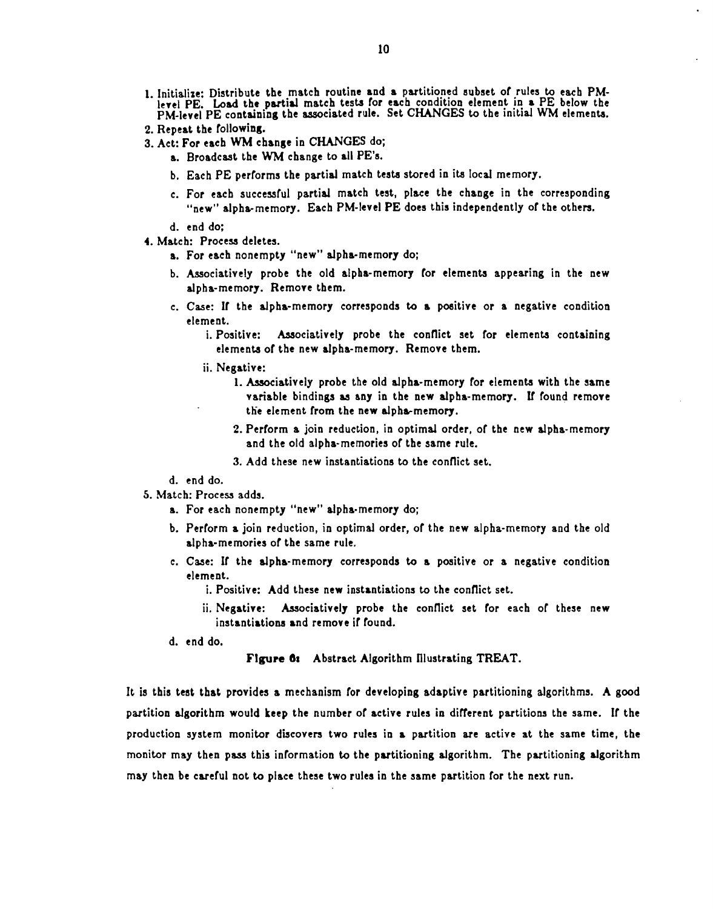1. Initialize: Distribute the match routine and a partitioned subset of rules to each PM-level PE. Load the partial match tests for each condition element in a PE below the PM-level PE containing the associated rule. Set CHANGES to the initial WM elements.
2. Repeat the following.
3. Act: For each WM change in CHANGES do;
   - a. Broadcast the WM change to all PE's.
   - b. Each PE performs the partial match tests stored in its local memory.
   - c. For each successful partial match test, place the change in the corresponding "new" alpha-memory. Each PM-level PE does this independently of the others.
   - d. end do;
4. Match: Process deletes.
   - a. For each nonempty "new" alpha-memory do;
   - b. Associatively probe the old alpha-memory for elements appearing in the new alpha-memory. Remove them.
   - c. Case: If the alpha-memory corresponds to a positive or a negative condition element.
     - i. Positive: Associatively probe the conflict set for elements containing elements of the new alpha-memory. Remove them.
     - ii. Negative:
       1. Associatively probe the old alpha-memory for elements with the same variable bindings as any in the new alpha-memory. If found remove the element from the new alpha-memory.
       2. Perform a join reduction, in optimal order, of the new alpha-memory and the old alpha-memories of the same rule.
       3. Add these new instantiations to the conflict set.
   - d. end do.
5. Match: Process adds.
   - a. For each nonempty "new" alpha-memory do;
   - b. Perform a join reduction, in optimal order, of the new alpha-memory and the old alpha-memories of the same rule.
   - c. Case: If the alpha-memory corresponds to a positive or a negative condition element.
     - i. Positive: Add these new instantiations to the conflict set.
     - ii. Negative: Associatively probe the conflict set for each of these new instantiations and remove if found.
   - d. end do.

**Figure 6:** Abstract Algorithm Illustrating TREAT.

It is this test that provides a mechanism for developing adaptive partitioning algorithms. A good partition algorithm would keep the number of active rules in different partitions the same. If the production system monitor discovers two rules in a partition are active at the same time, the monitor may then pass this information to the partitioning algorithm. The partitioning algorithm may then be careful not to place these two rules in the same partition for the next run.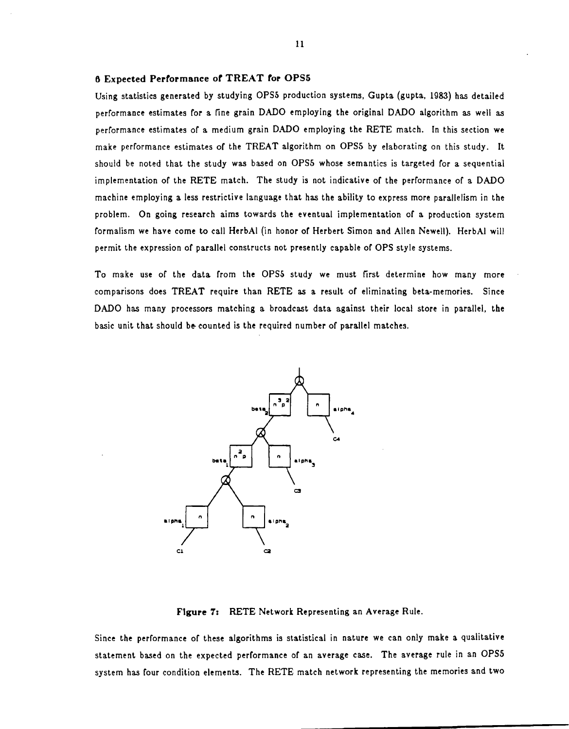## 6 Expected Performance of TREAT for OPS5

Using statistics generated by studying OPS5 production systems, Gupta (gupta, 1983) has detailed performance estimates for a fine grain DADO employing the original DADO algorithm as well as performance estimates of a medium grain DADO employing the RETE match. In this section we make performance estimates of the TREAT algorithm on OPS5 by elaborating on this study. It should be noted that the study was based on OPS5 whose semantics is targeted for a sequential implementation of the RETE match. The study is not indicative of the performance of a DADO machine employing a less restrictive language that has the ability to express more parallelism in the problem. On going research aims towards the eventual implementation of a production system formalism we have come to call HerbAl (in honor of Herbert Simon and Allen Newell). HerbAl will permit the expression of parallel constructs not presently capable of OPS style systems.

To make use of the data from the OPS5 study we must first determine how many more comparisons does TREAT require than RETE as a result of eliminating beta-memories. Since DADO has many processors matching a broadcast data against their local store in parallel, the basic unit that should be counted is the required number of parallel matches.

**Figure 7:** RETE Network Representing an Average Rule.

Since the performance of these algorithms is statistical in nature we can only make a qualitative statement based on the expected performance of an average case. The average rule in an OPS5 system has four condition elements. The RETE match network representing the memories and two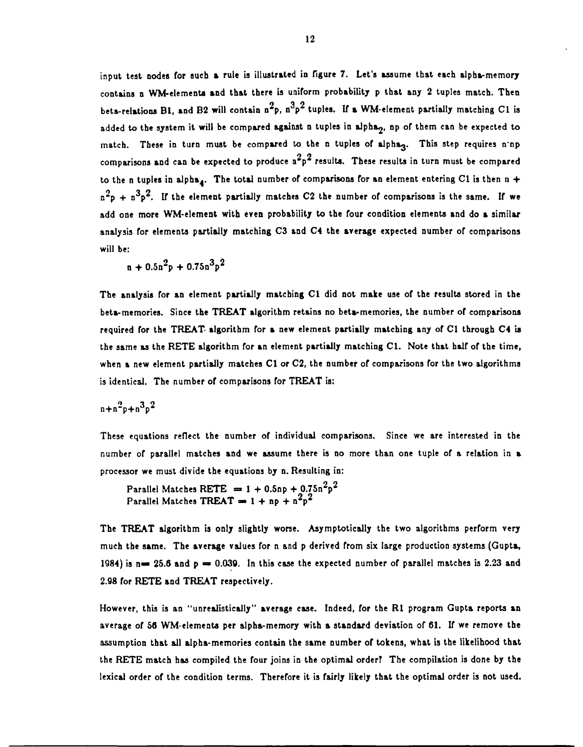input test nodes for such a rule is illustrated in figure 7. Let's assume that each alpha-memory contains n WM-elements and that there is uniform probability p that any 2 tuples match. Then beta-relations B1, and B2 will contain $n^2p$, $n^3p^2$ tuples. If a WM-element partially matching C1 is added to the system it will be compared against n tuples in $\text{alpha}_2$, np of them can be expected to match. These in turn must be compared to the n tuples of $\text{alpha}_3$. This step requires n·np comparisons and can be expected to produce $n^2p^2$ results. These results in turn must be compared to the n tuples in $\text{alpha}_4$. The total number of comparisons for an element entering C1 is then $n + n^2p + n^3p^2$. If the element partially matches C2 the number of comparisons is the same. If we add one more WM-element with even probability to the four condition elements and do a similar analysis for elements partially matching C3 and C4 the average expected number of comparisons will be:

$$n + 0.5n^2p + 0.75n^3p^2$$

The analysis for an element partially matching C1 did not make use of the results stored in the beta-memories. Since the TREAT algorithm retains no beta-memories, the number of comparisons required for the TREAT algorithm for a new element partially matching any of C1 through C4 is the same as the RETE algorithm for an element partially matching C1. Note that half of the time, when a new element partially matches C1 or C2, the number of comparisons for the two algorithms is identical. The number of comparisons for TREAT is:

$$n+n^2p+n^3p^2$$

These equations reflect the number of individual comparisons. Since we are interested in the number of parallel matches and we assume there is no more than one tuple of a relation in a processor we must divide the equations by n. Resulting in:

$$\text{Parallel Matches RETE} = 1 + 0.5np + 0.75n^2p^2$$
$$\text{Parallel Matches TREAT} = 1 + np + n^2p^2$$

The TREAT algorithm is only slightly worse. Asymptotically the two algorithms perform very much the same. The average values for n and p derived from six large production systems (Gupta, 1984) is $n = 25.6$ and $p = 0.039$. In this case the expected number of parallel matches is 2.23 and 2.98 for RETE and TREAT respectively.

However, this is an "unrealistically" average case. Indeed, for the R1 program Gupta reports an average of 56 WM-elements per alpha-memory with a standard deviation of 61. If we remove the assumption that all alpha-memories contain the same number of tokens, what is the likelihood that the RETE match has compiled the four joins in the optimal order? The compilation is done by the lexical order of the condition terms. Therefore it is fairly likely that the optimal order is not used.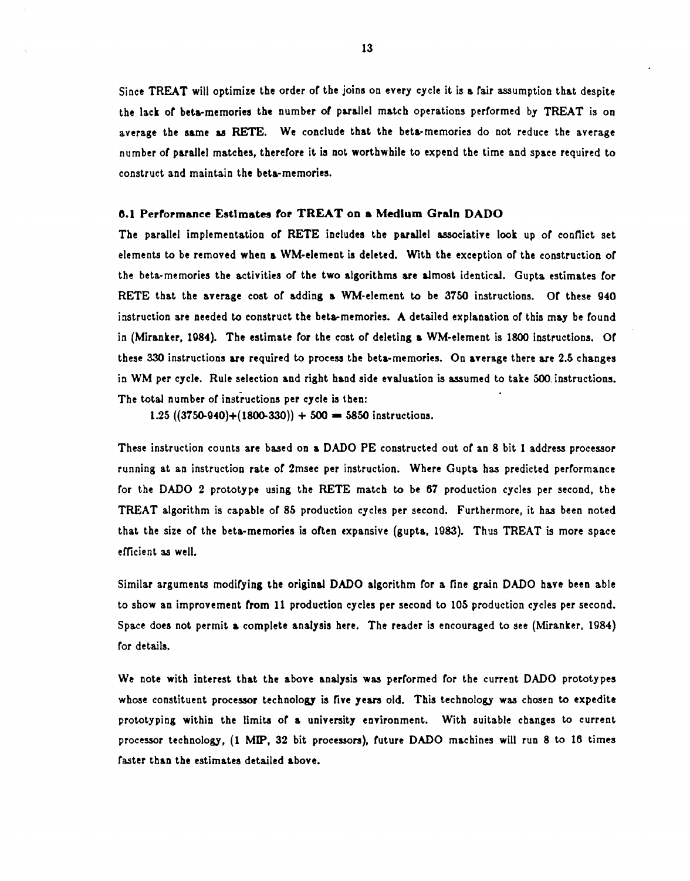Since TREAT will optimize the order of the joins on every cycle it is a fair assumption that despite the lack of beta-memories the number of parallel match operations performed by TREAT is on average the same as RETE. We conclude that the beta-memories do not reduce the average number of parallel matches, therefore it is not worthwhile to expend the time and space required to construct and maintain the beta-memories.

### 6.1 Performance Estimates for TREAT on a Medium Grain DADO

The parallel implementation of RETE includes the parallel associative look up of conflict set elements to be removed when a WM-element is deleted. With the exception of the construction of the beta-memories the activities of the two algorithms are almost identical. Gupta estimates for RETE that the average cost of adding a WM-element to be 3750 instructions. Of these 940 instruction are needed to construct the beta-memories. A detailed explanation of this may be found in (Miranker, 1984). The estimate for the cost of deleting a WM-element is 1800 instructions. Of these 330 instructions are required to process the beta-memories. On average there are 2.5 changes in WM per cycle. Rule selection and right hand side evaluation is assumed to take 500 instructions. The total number of instructions per cycle is then:

$$1.25\ ((3750\text{-}940)+(1800\text{-}330)) + 500 = 5850 \text{ instructions.}$$

These instruction counts are based on a DADO PE constructed out of an 8 bit 1 address processor running at an instruction rate of 2msec per instruction. Where Gupta has predicted performance for the DADO 2 prototype using the RETE match to be 67 production cycles per second, the TREAT algorithm is capable of 85 production cycles per second. Furthermore, it has been noted that the size of the beta-memories is often expansive (gupta, 1983). Thus TREAT is more space efficient as well.

Similar arguments modifying the original DADO algorithm for a fine grain DADO have been able to show an improvement from 11 production cycles per second to 105 production cycles per second. Space does not permit a complete analysis here. The reader is encouraged to see (Miranker, 1984) for details.

We note with interest that the above analysis was performed for the current DADO prototypes whose constituent processor technology is five years old. This technology was chosen to expedite prototyping within the limits of a university environment. With suitable changes to current processor technology, (1 MIP, 32 bit processors), future DADO machines will run 8 to 16 times faster than the estimates detailed above.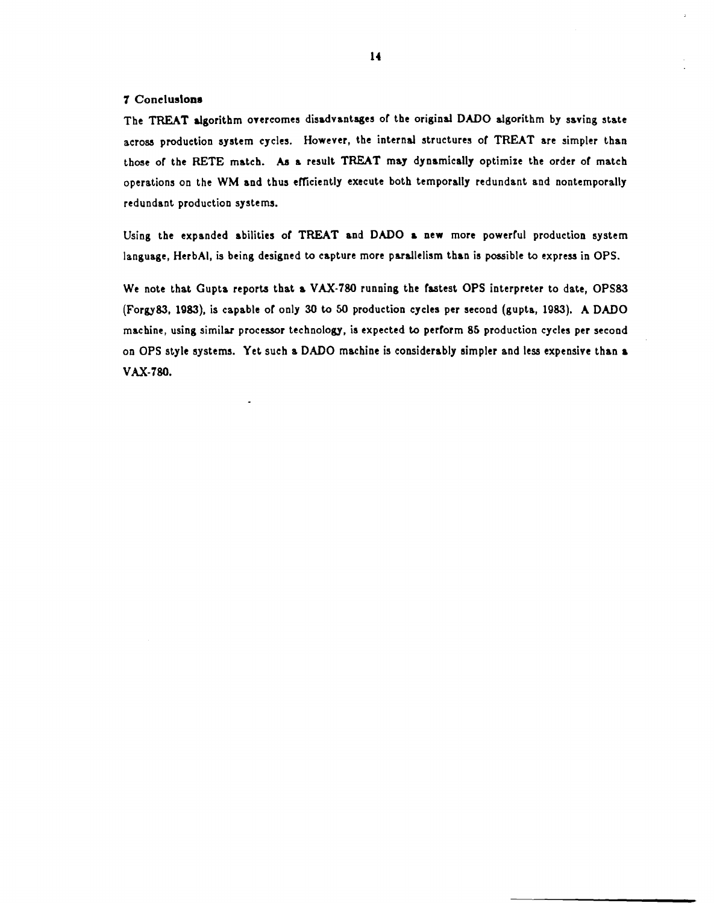## 7 Conclusions

The TREAT algorithm overcomes disadvantages of the original DADO algorithm by saving state across production system cycles. However, the internal structures of TREAT are simpler than those of the RETE match. As a result TREAT may dynamically optimize the order of match operations on the WM and thus efficiently execute both temporally redundant and nontemporally redundant production systems.

Using the expanded abilities of TREAT and DADO a new more powerful production system language, HerbAl, is being designed to capture more parallelism than is possible to express in OPS.

We note that Gupta reports that a VAX-780 running the fastest OPS interpreter to date, OPS83 (Forgy83, 1983), is capable of only 30 to 50 production cycles per second (gupta, 1983). A DADO machine, using similar processor technology, is expected to perform 85 production cycles per second on OPS style systems. Yet such a DADO machine is considerably simpler and less expensive than a VAX-780.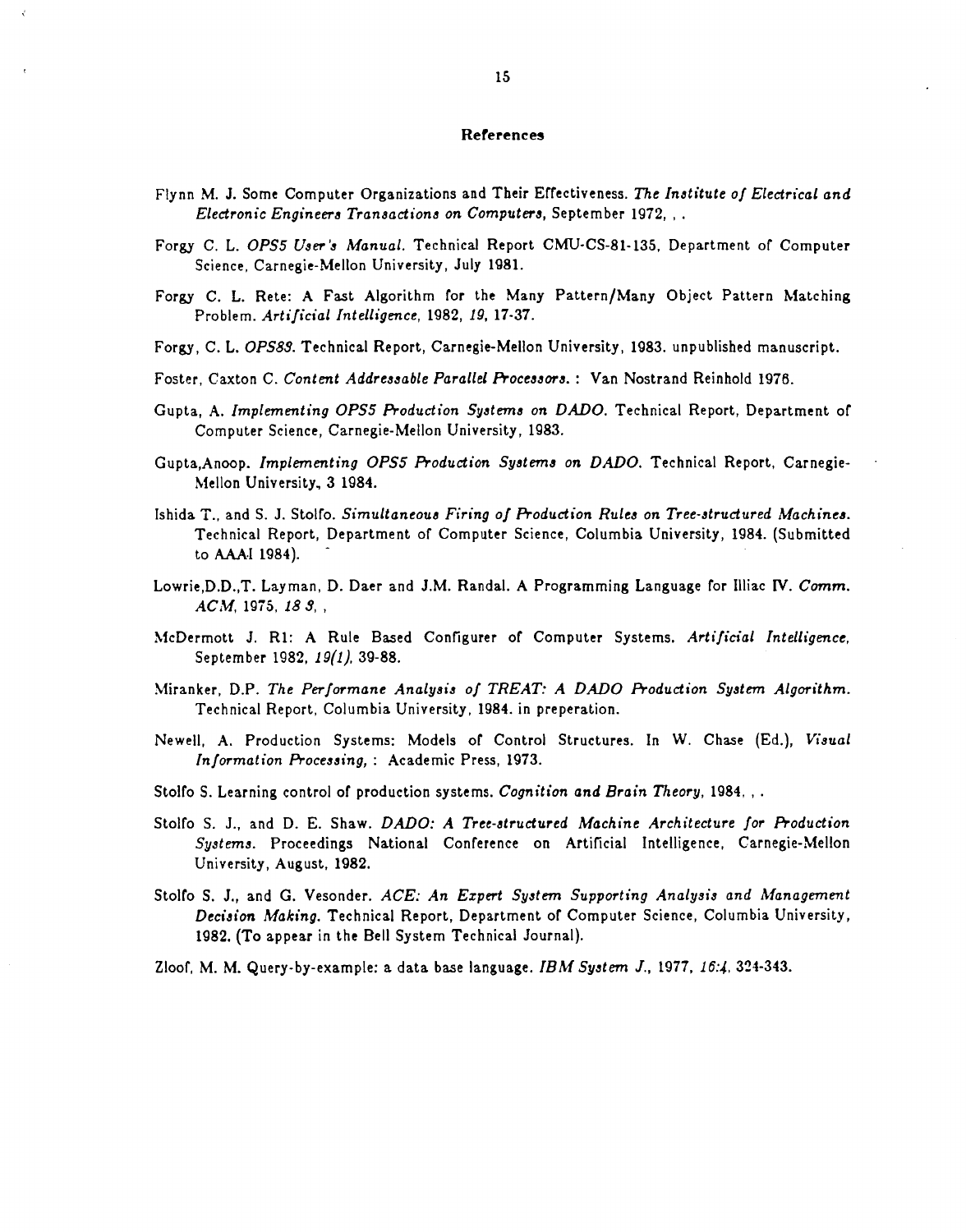## References

Flynn M. J. Some Computer Organizations and Their Effectiveness. *The Institute of Electrical and Electronic Engineers Transactions on Computers*, September 1972, , .

Forgy C. L. *OPS5 User's Manual*. Technical Report CMU-CS-81-135, Department of Computer Science, Carnegie-Mellon University, July 1981.

Forgy C. L. Rete: A Fast Algorithm for the Many Pattern/Many Object Pattern Matching Problem. *Artificial Intelligence*, 1982, *19*, 17-37.

Forgy, C. L. *OPS83*. Technical Report, Carnegie-Mellon University, 1983. unpublished manuscript.

Foster, Caxton C. *Content Addressable Parallel Processors*. : Van Nostrand Reinhold 1976.

Gupta, A. *Implementing OPS5 Production Systems on DADO*. Technical Report, Department of Computer Science, Carnegie-Mellon University, 1983.

Gupta,Anoop. *Implementing OPS5 Production Systems on DADO*. Technical Report, Carnegie-Mellon University, 3 1984.

Ishida T., and S. J. Stolfo. *Simultaneous Firing of Production Rules on Tree-structured Machines*. Technical Report, Department of Computer Science, Columbia University, 1984. (Submitted to AAAI 1984).

Lowrie,D.D.,T. Layman, D. Daer and J.M. Randal. A Programming Language for Illiac IV. *Comm. ACM*, 1975, *18 3*, ,

McDermott J. R1: A Rule Based Configurer of Computer Systems. *Artificial Intelligence*, September 1982, *19(1)*, 39-88.

Miranker, D.P. *The Performane Analysis of TREAT: A DADO Production System Algorithm*. Technical Report, Columbia University, 1984. in preperation.

Newell, A. Production Systems: Models of Control Structures. In W. Chase (Ed.), *Visual Information Processing*, : Academic Press, 1973.

Stolfo S. Learning control of production systems. *Cognition and Brain Theory*, 1984, , .

Stolfo S. J., and D. E. Shaw. *DADO: A Tree-structured Machine Architecture for Production Systems*. Proceedings National Conference on Artificial Intelligence, Carnegie-Mellon University, August, 1982.

Stolfo S. J., and G. Vesonder. *ACE: An Expert System Supporting Analysis and Management Decision Making*. Technical Report, Department of Computer Science, Columbia University, 1982. (To appear in the Bell System Technical Journal).

Zloof, M. M. Query-by-example: a data base language. *IBM System J.*, 1977, *16:4*, 324-343.